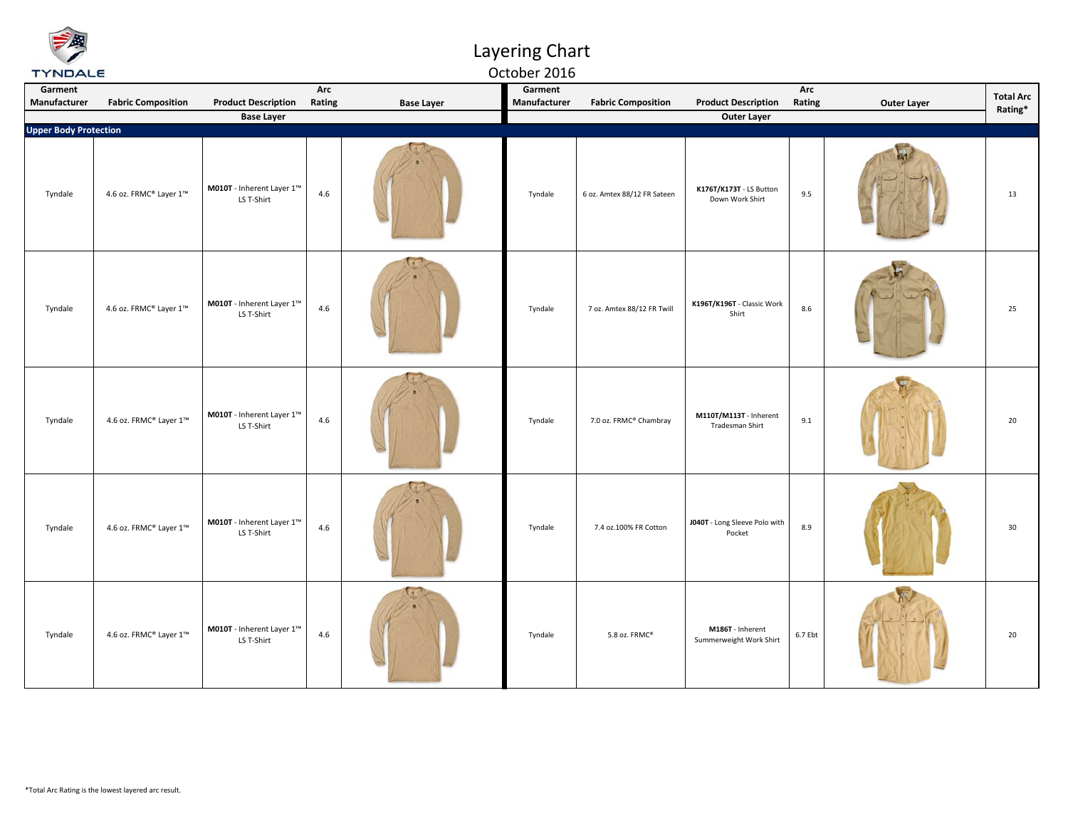# Layering Chart

October 2016

| Garment Manufacturer | Fabric Composition | Product Description | Arc Rating | Base Layer | Garment Manufacturer | Fabric Composition | Product Description | Arc Rating | Outer Layer | Total Arc Rating* |
|---|---|---|---|---|---|---|---|---|---|---|
| | | Base Layer | | | | | Outer Layer | | | |
| **Upper Body Protection** | | | | | | | | | | |
| Tyndale | 4.6 oz. FRMC® Layer 1™ | **M010T** - Inherent Layer 1™ LS T-Shirt | 4.6 | | Tyndale | 6 oz. Amtex 88/12 FR Sateen | **K176T/K173T** - LS Button Down Work Shirt | 9.5 | | 13 |
| Tyndale | 4.6 oz. FRMC® Layer 1™ | **M010T** - Inherent Layer 1™ LS T-Shirt | 4.6 | | Tyndale | 7 oz. Amtex 88/12 FR Twill | **K196T/K196T** - Classic Work Shirt | 8.6 | | 25 |
| Tyndale | 4.6 oz. FRMC® Layer 1™ | **M010T** - Inherent Layer 1™ LS T-Shirt | 4.6 | | Tyndale | 7.0 oz. FRMC® Chambray | **M110T/M113T** - Inherent Tradesman Shirt | 9.1 | | 20 |
| Tyndale | 4.6 oz. FRMC® Layer 1™ | **M010T** - Inherent Layer 1™ LS T-Shirt | 4.6 | | Tyndale | 7.4 oz.100% FR Cotton | **J040T** - Long Sleeve Polo with Pocket | 8.9 | | 30 |
| Tyndale | 4.6 oz. FRMC® Layer 1™ | **M010T** - Inherent Layer 1™ LS T-Shirt | 4.6 | | Tyndale | 5.8 oz. FRMC® | **M186T** - Inherent Summerweight Work Shirt | 6.7 Ebt | | 20 |

*Total Arc Rating is the lowest layered arc result.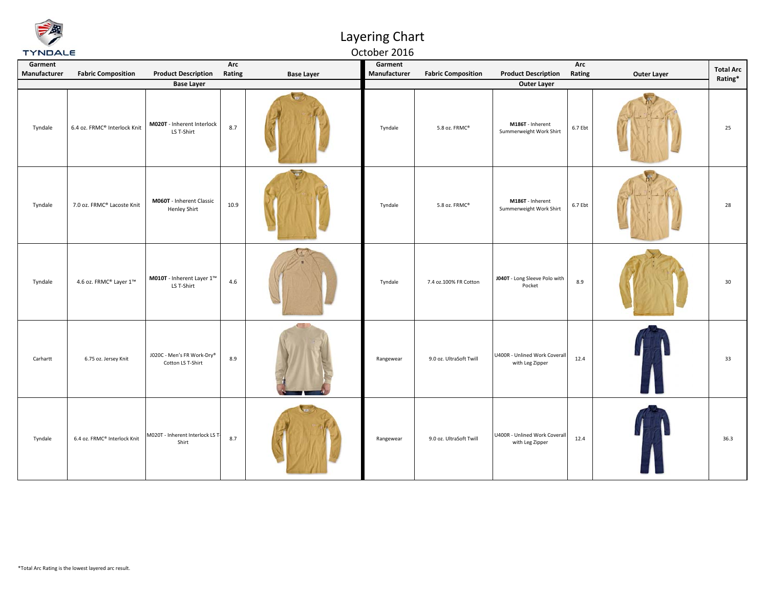# Layering Chart

## October 2016

| Garment Manufacturer | Fabric Composition | Product Description | Arc Rating | Base Layer | Garment Manufacturer | Fabric Composition | Product Description | Arc Rating | Outer Layer | Total Arc Rating* |
|---|---|---|---|---|---|---|---|---|---|---|
| | | **Base Layer** | | | | | **Outer Layer** | | | |
| Tyndale | 6.4 oz. FRMC® Interlock Knit | **M020T** - Inherent Interlock LS T-Shirt | 8.7 | | Tyndale | 5.8 oz. FRMC® | **M186T** - Inherent Summerweight Work Shirt | 6.7 Ebt | | 25 |
| Tyndale | 7.0 oz. FRMC® Lacoste Knit | **M060T** - Inherent Classic Henley Shirt | 10.9 | | Tyndale | 5.8 oz. FRMC® | **M186T** - Inherent Summerweight Work Shirt | 6.7 Ebt | | 28 |
| Tyndale | 4.6 oz. FRMC® Layer 1™ | **M010T** - Inherent Layer 1™ LS T-Shirt | 4.6 | | Tyndale | 7.4 oz.100% FR Cotton | **J040T** - Long Sleeve Polo with Pocket | 8.9 | | 30 |
| Carhartt | 6.75 oz. Jersey Knit | J020C - Men's FR Work-Dry® Cotton LS T-Shirt | 8.9 | | Rangewear | 9.0 oz. UltraSoft Twill | U400R - Unlined Work Coverall with Leg Zipper | 12.4 | | 33 |
| Tyndale | 6.4 oz. FRMC® Interlock Knit | M020T - Inherent Interlock LS T-Shirt | 8.7 | | Rangewear | 9.0 oz. UltraSoft Twill | U400R - Unlined Work Coverall with Leg Zipper | 12.4 | | 36.3 |

*Total Arc Rating is the lowest layered arc result.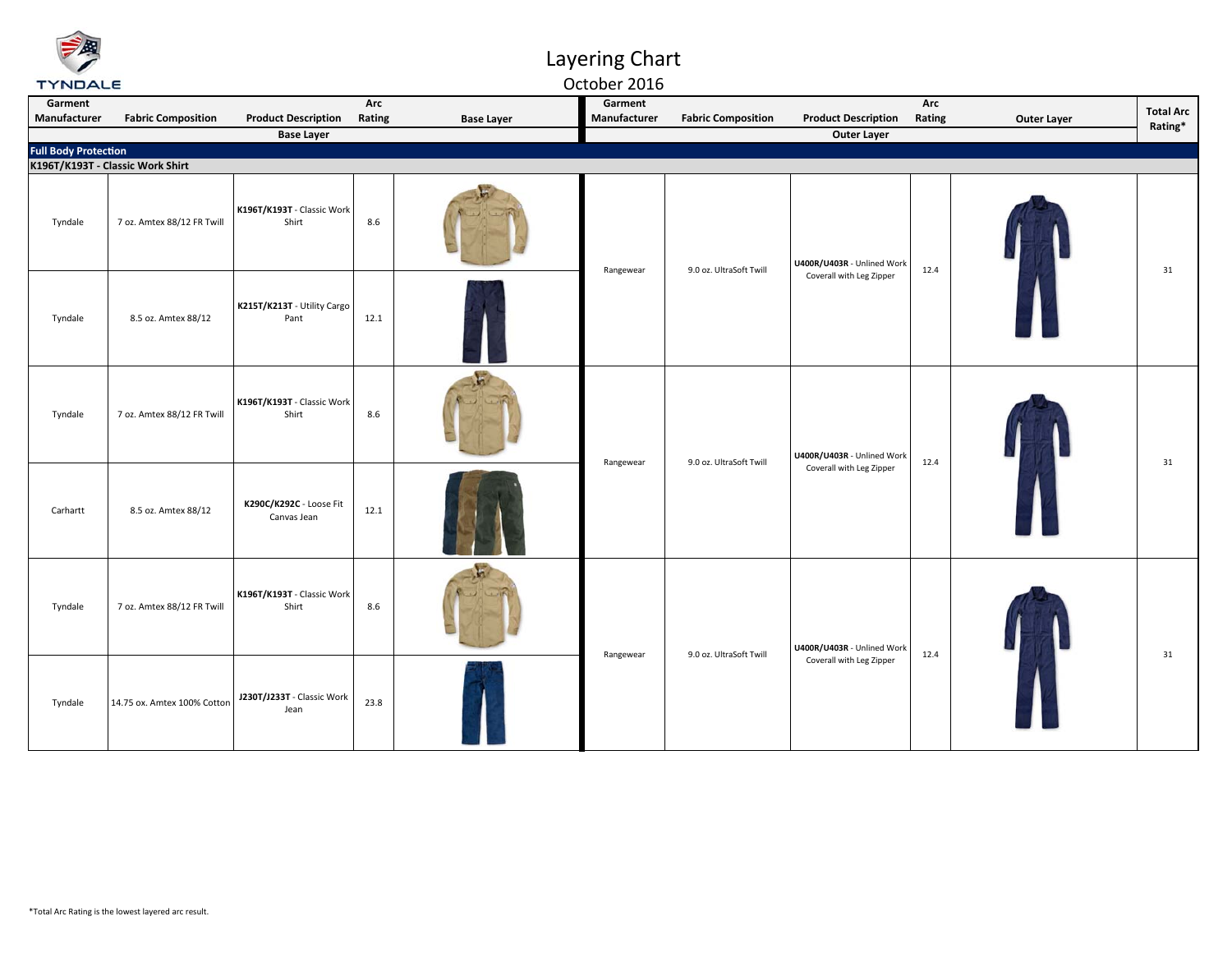# Layering Chart

October 2016

| Garment Manufacturer | Fabric Composition | Product Description | Arc Rating | Base Layer | Garment Manufacturer | Fabric Composition | Product Description | Arc Rating | Outer Layer | Total Arc Rating* |
|---|---|---|---|---|---|---|---|---|---|---|
| | | Base Layer | | | | | Outer Layer | | | |
| **Full Body Protection** | | | | | | | | | | |
| **K196T/K193T - Classic Work Shirt** | | | | | | | | | | |
| Tyndale | 7 oz. Amtex 88/12 FR Twill | **K196T/K193T** - Classic Work Shirt | 8.6 | | Rangewear | 9.0 oz. UltraSoft Twill | **U400R/U403R** - Unlined Work Coverall with Leg Zipper | 12.4 | | 31 |
| Tyndale | 8.5 oz. Amtex 88/12 | **K215T/K213T** - Utility Cargo Pant | 12.1 | | | | | | | |
| Tyndale | 7 oz. Amtex 88/12 FR Twill | **K196T/K193T** - Classic Work Shirt | 8.6 | | Rangewear | 9.0 oz. UltraSoft Twill | **U400R/U403R** - Unlined Work Coverall with Leg Zipper | 12.4 | | 31 |
| Carhartt | 8.5 oz. Amtex 88/12 | **K290C/K292C** - Loose Fit Canvas Jean | 12.1 | | | | | | | |
| Tyndale | 7 oz. Amtex 88/12 FR Twill | **K196T/K193T** - Classic Work Shirt | 8.6 | | Rangewear | 9.0 oz. UltraSoft Twill | **U400R/U403R** - Unlined Work Coverall with Leg Zipper | 12.4 | | 31 |
| Tyndale | 14.75 ox. Amtex 100% Cotton | **J230T/J233T** - Classic Work Jean | 23.8 | | | | | | | |

*Total Arc Rating is the lowest layered arc result.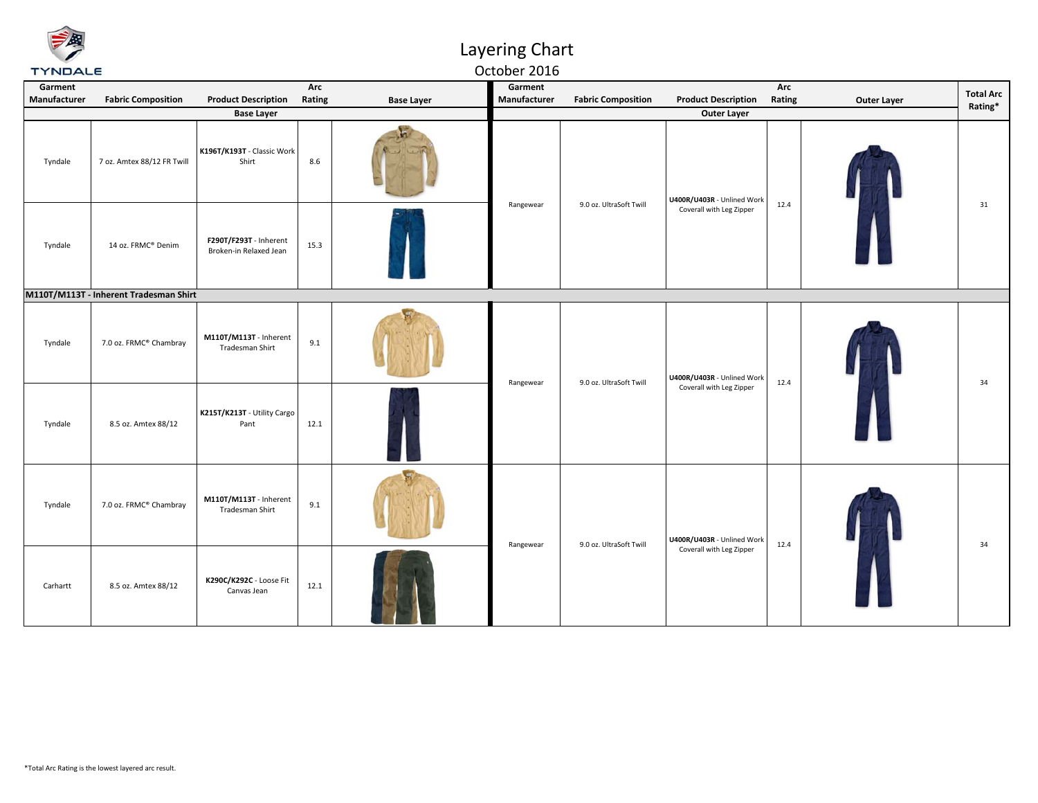# Layering Chart

October 2016

| Garment Manufacturer | Fabric Composition | Product Description | Arc Rating | Base Layer | Garment Manufacturer | Fabric Composition | Product Description | Arc Rating | Outer Layer | Total Arc Rating* |
|---|---|---|---|---|---|---|---|---|---|---|
| | | Base Layer | | | | | Outer Layer | | | |
| Tyndale | 7 oz. Amtex 88/12 FR Twill | **K196T/K193T** - Classic Work Shirt | 8.6 | | Rangewear | 9.0 oz. UltraSoft Twill | **U400R/U403R** - Unlined Work Coverall with Leg Zipper | 12.4 | | 31 |
| Tyndale | 14 oz. FRMC® Denim | **F290T/F293T** - Inherent Broken-in Relaxed Jean | 15.3 | | | | | | | |
| **M110T/M113T - Inherent Tradesman Shirt** | | | | | | | | | | |
| Tyndale | 7.0 oz. FRMC® Chambray | **M110T/M113T** - Inherent Tradesman Shirt | 9.1 | | Rangewear | 9.0 oz. UltraSoft Twill | **U400R/U403R** - Unlined Work Coverall with Leg Zipper | 12.4 | | 34 |
| Tyndale | 8.5 oz. Amtex 88/12 | **K215T/K213T** - Utility Cargo Pant | 12.1 | | | | | | | |
| Tyndale | 7.0 oz. FRMC® Chambray | **M110T/M113T** - Inherent Tradesman Shirt | 9.1 | | Rangewear | 9.0 oz. UltraSoft Twill | **U400R/U403R** - Unlined Work Coverall with Leg Zipper | 12.4 | | 34 |
| Carhartt | 8.5 oz. Amtex 88/12 | **K290C/K292C** - Loose Fit Canvas Jean | 12.1 | | | | | | | |

*Total Arc Rating is the lowest layered arc result.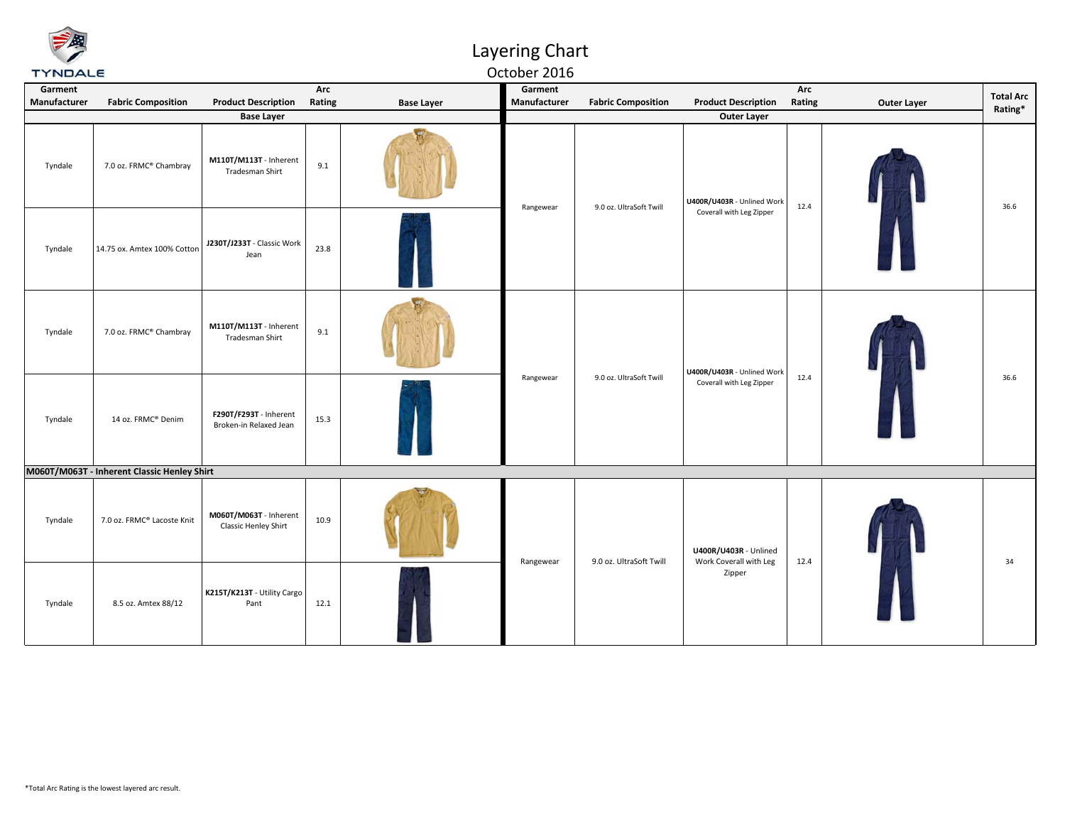# Layering Chart

October 2016

| Garment Manufacturer | Fabric Composition | Product Description | Arc Rating | Base Layer | Garment Manufacturer | Fabric Composition | Product Description | Arc Rating | Outer Layer | Total Arc Rating* |
|---|---|---|---|---|---|---|---|---|---|---|
| | | Base Layer | | | | | Outer Layer | | | |
| Tyndale | 7.0 oz. FRMC® Chambray | **M110T/M113T** - Inherent Tradesman Shirt | 9.1 | | Rangewear | 9.0 oz. UltraSoft Twill | **U400R/U403R** - Unlined Work Coverall with Leg Zipper | 12.4 | | 36.6 |
| Tyndale | 14.75 ox. Amtex 100% Cotton | **J230T/J233T** - Classic Work Jean | 23.8 | | | | | | | |
| Tyndale | 7.0 oz. FRMC® Chambray | **M110T/M113T** - Inherent Tradesman Shirt | 9.1 | | Rangewear | 9.0 oz. UltraSoft Twill | **U400R/U403R** - Unlined Work Coverall with Leg Zipper | 12.4 | | 36.6 |
| Tyndale | 14 oz. FRMC® Denim | **F290T/F293T** - Inherent Broken-in Relaxed Jean | 15.3 | | | | | | | |
| **M060T/M063T - Inherent Classic Henley Shirt** | | | | | | | | | | |
| Tyndale | 7.0 oz. FRMC® Lacoste Knit | **M060T/M063T** - Inherent Classic Henley Shirt | 10.9 | | Rangewear | 9.0 oz. UltraSoft Twill | **U400R/U403R** - Unlined Work Coverall with Leg Zipper | 12.4 | | 34 |
| Tyndale | 8.5 oz. Amtex 88/12 | **K215T/K213T** - Utility Cargo Pant | 12.1 | | | | | | | |

*Total Arc Rating is the lowest layered arc result.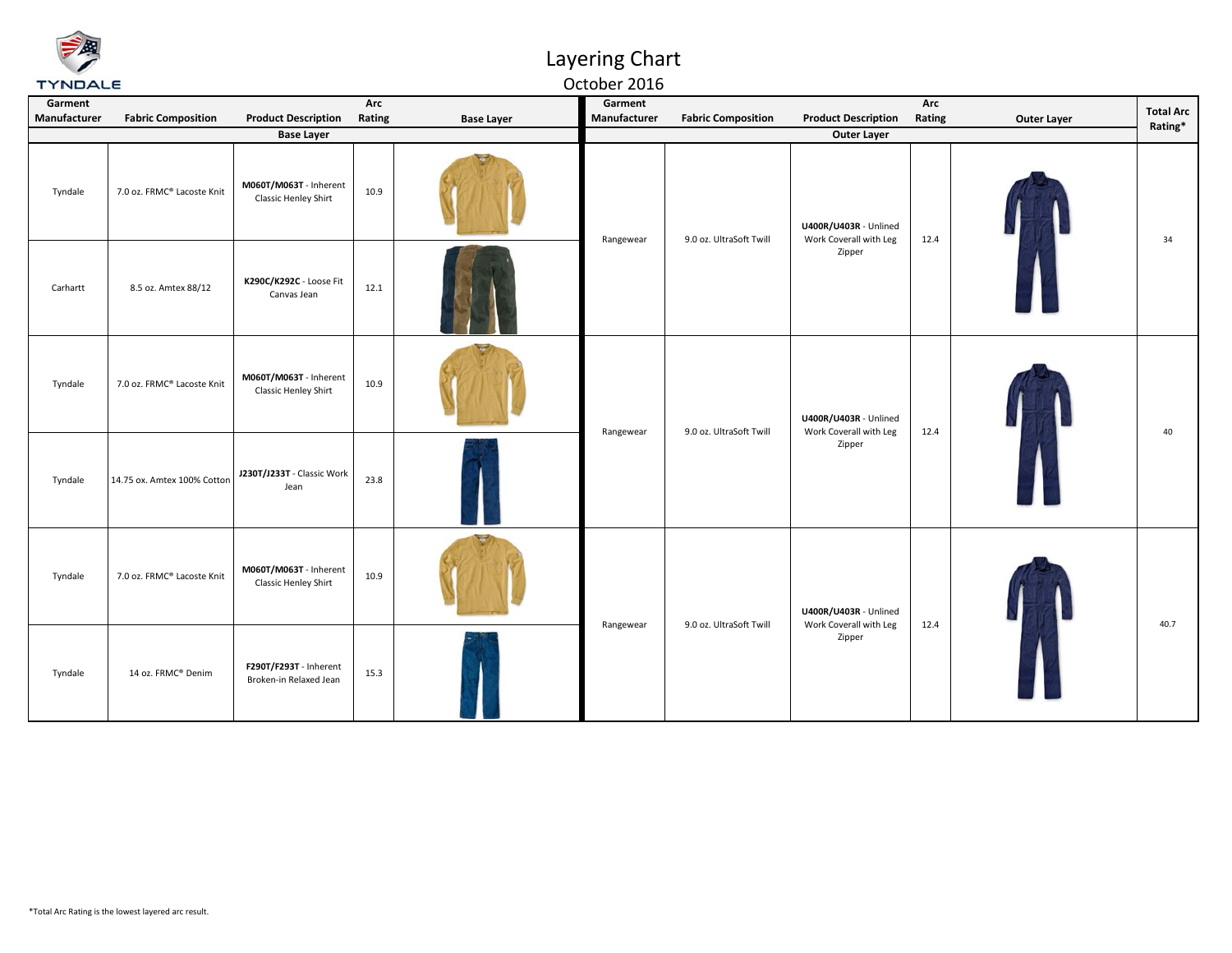# Layering Chart

October 2016

| Base Layer: Garment Manufacturer | Base Layer: Fabric Composition | Base Layer: Product Description | Base Layer: Arc Rating | Base Layer | Outer Layer: Garment Manufacturer | Outer Layer: Fabric Composition | Outer Layer: Product Description | Outer Layer: Arc Rating | Outer Layer | Total Arc Rating* |
|---|---|---|---|---|---|---|---|---|---|---|
| Tyndale | 7.0 oz. FRMC® Lacoste Knit | **M060T/M063T** - Inherent Classic Henley Shirt | 10.9 | | Rangewear | 9.0 oz. UltraSoft Twill | **U400R/U403R** - Unlined Work Coverall with Leg Zipper | 12.4 | | 34 |
| Carhartt | 8.5 oz. Amtex 88/12 | **K290C/K292C** - Loose Fit Canvas Jean | 12.1 | | | | | | | |
| Tyndale | 7.0 oz. FRMC® Lacoste Knit | **M060T/M063T** - Inherent Classic Henley Shirt | 10.9 | | Rangewear | 9.0 oz. UltraSoft Twill | **U400R/U403R** - Unlined Work Coverall with Leg Zipper | 12.4 | | 40 |
| Tyndale | 14.75 ox. Amtex 100% Cotton | **J230T/J233T** - Classic Work Jean | 23.8 | | | | | | | |
| Tyndale | 7.0 oz. FRMC® Lacoste Knit | **M060T/M063T** - Inherent Classic Henley Shirt | 10.9 | | Rangewear | 9.0 oz. UltraSoft Twill | **U400R/U403R** - Unlined Work Coverall with Leg Zipper | 12.4 | | 40.7 |
| Tyndale | 14 oz. FRMC® Denim | **F290T/F293T** - Inherent Broken-in Relaxed Jean | 15.3 | | | | | | | |

*Total Arc Rating is the lowest layered arc result.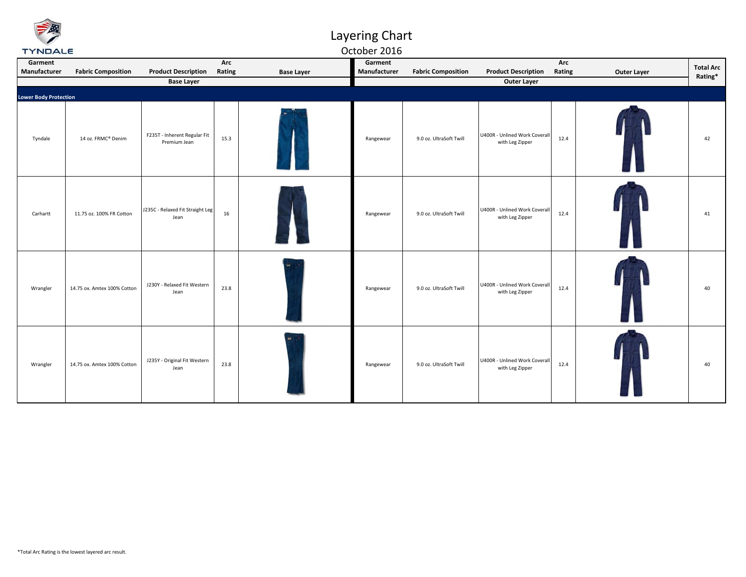# Layering Chart

October 2016

| Garment Manufacturer | Fabric Composition | Product Description | Arc Rating | Base Layer | Garment Manufacturer | Fabric Composition | Product Description | Arc Rating | Outer Layer | Total Arc Rating* |
|---|---|---|---|---|---|---|---|---|---|---|
| | | Base Layer | | | | | Outer Layer | | | |
| **Lower Body Protection** | | | | | | | | | | |
| Tyndale | 14 oz. FRMC® Denim | F235T - Inherent Regular Fit Premium Jean | 15.3 | | Rangewear | 9.0 oz. UltraSoft Twill | U400R - Unlined Work Coverall with Leg Zipper | 12.4 | | 42 |
| Carhartt | 11.75 oz. 100% FR Cotton | J235C - Relaxed Fit Straight Leg Jean | 16 | | Rangewear | 9.0 oz. UltraSoft Twill | U400R - Unlined Work Coverall with Leg Zipper | 12.4 | | 41 |
| Wrangler | 14.75 ox. Amtex 100% Cotton | J230Y - Relaxed Fit Western Jean | 23.8 | | Rangewear | 9.0 oz. UltraSoft Twill | U400R - Unlined Work Coverall with Leg Zipper | 12.4 | | 40 |
| Wrangler | 14.75 ox. Amtex 100% Cotton | J235Y - Original Fit Western Jean | 23.8 | | Rangewear | 9.0 oz. UltraSoft Twill | U400R - Unlined Work Coverall with Leg Zipper | 12.4 | | 40 |

*Total Arc Rating is the lowest layered arc result.